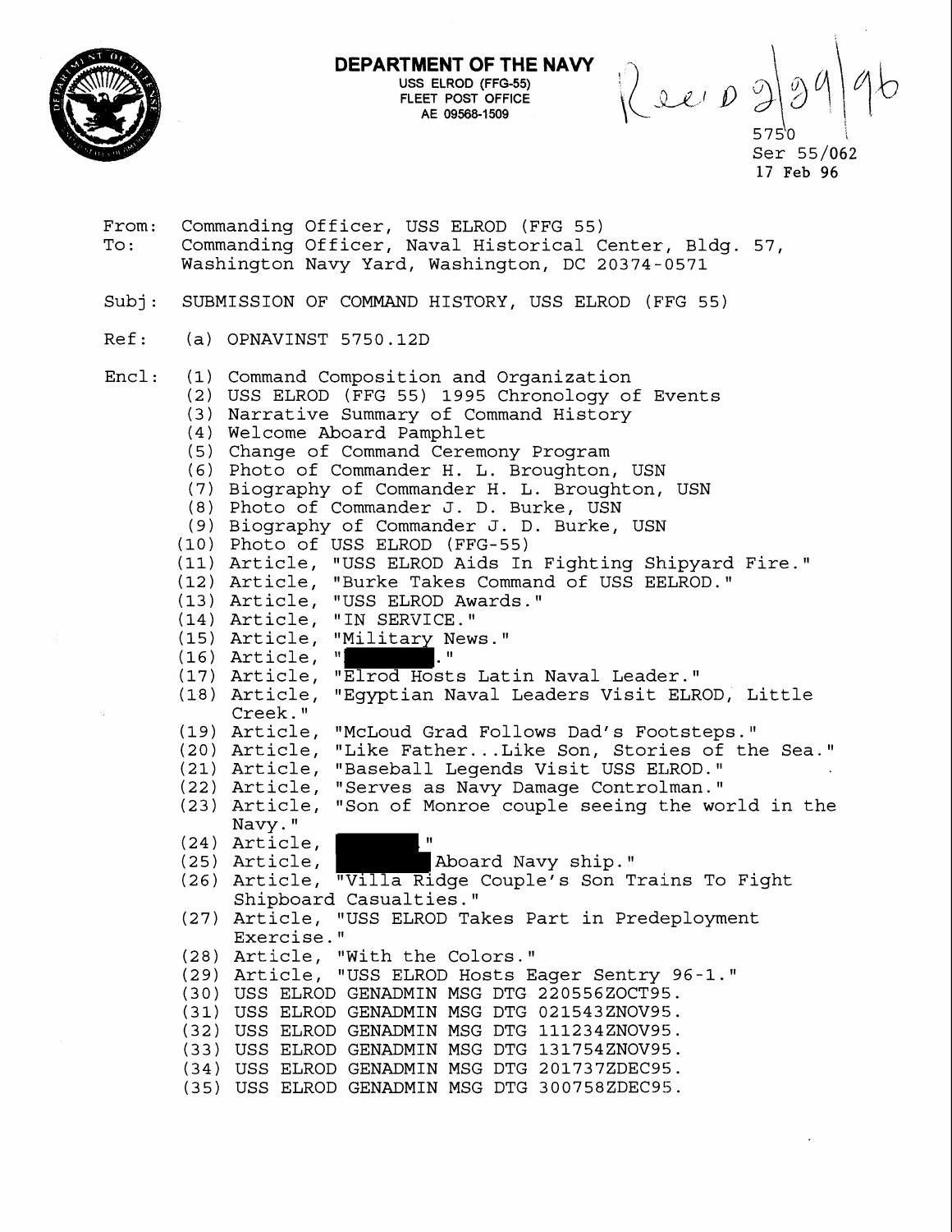**DEPARTMENT OF THE NAVY**
USS ELROD (FFG-55)
FLEET POST OFFICE
AE 09568-1509

Rec'd 2/29/96

5750
Ser 55/062
17 Feb 96

From: Commanding Officer, USS ELROD (FFG 55)
To: Commanding Officer, Naval Historical Center, Bldg. 57, Washington Navy Yard, Washington, DC 20374-0571

Subj: SUBMISSION OF COMMAND HISTORY, USS ELROD (FFG 55)

Ref: (a) OPNAVINST 5750.12D

Encl:
(1) Command Composition and Organization
(2) USS ELROD (FFG 55) 1995 Chronology of Events
(3) Narrative Summary of Command History
(4) Welcome Aboard Pamphlet
(5) Change of Command Ceremony Program
(6) Photo of Commander H. L. Broughton, USN
(7) Biography of Commander H. L. Broughton, USN
(8) Photo of Commander J. D. Burke, USN
(9) Biography of Commander J. D. Burke, USN
(10) Photo of USS ELROD (FFG-55)
(11) Article, "USS ELROD Aids In Fighting Shipyard Fire."
(12) Article, "Burke Takes Command of USS EELROD."
(13) Article, "USS ELROD Awards."
(14) Article, "IN SERVICE."
(15) Article, "Military News."
(16) Article, "[REDACTED]."
(17) Article, "Elrod Hosts Latin Naval Leader."
(18) Article, "Egyptian Naval Leaders Visit ELROD, Little Creek."
(19) Article, "McLoud Grad Follows Dad's Footsteps."
(20) Article, "Like Father...Like Son, Stories of the Sea."
(21) Article, "Baseball Legends Visit USS ELROD."
(22) Article, "Serves as Navy Damage Controlman."
(23) Article, "Son of Monroe couple seeing the world in the Navy."
(24) Article, [REDACTED]"
(25) Article, [REDACTED] Aboard Navy ship."
(26) Article, "Villa Ridge Couple's Son Trains To Fight Shipboard Casualties."
(27) Article, "USS ELROD Takes Part in Predeployment Exercise."
(28) Article, "With the Colors."
(29) Article, "USS ELROD Hosts Eager Sentry 96-1."
(30) USS ELROD GENADMIN MSG DTG 220556ZOCT95.
(31) USS ELROD GENADMIN MSG DTG 021543ZNOV95.
(32) USS ELROD GENADMIN MSG DTG 111234ZNOV95.
(33) USS ELROD GENADMIN MSG DTG 131754ZNOV95.
(34) USS ELROD GENADMIN MSG DTG 201737ZDEC95.
(35) USS ELROD GENADMIN MSG DTG 300758ZDEC95.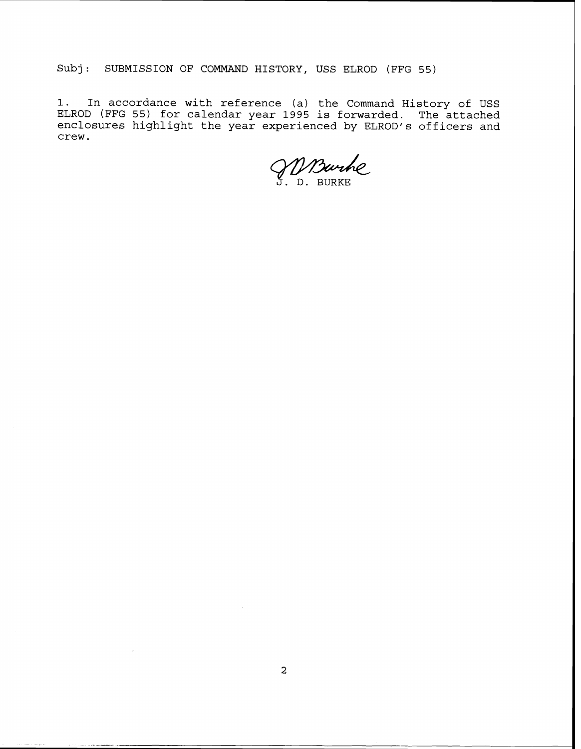Subj: SUBMISSION OF COMMAND HISTORY, USS ELROD (FFG 55)

1. In accordance with reference (a) the Command History of USS ELROD (FFG 55) for calendar year 1995 is forwarded. The attached enclosures highlight the year experienced by ELROD's officers and crew.

J. D. BURKE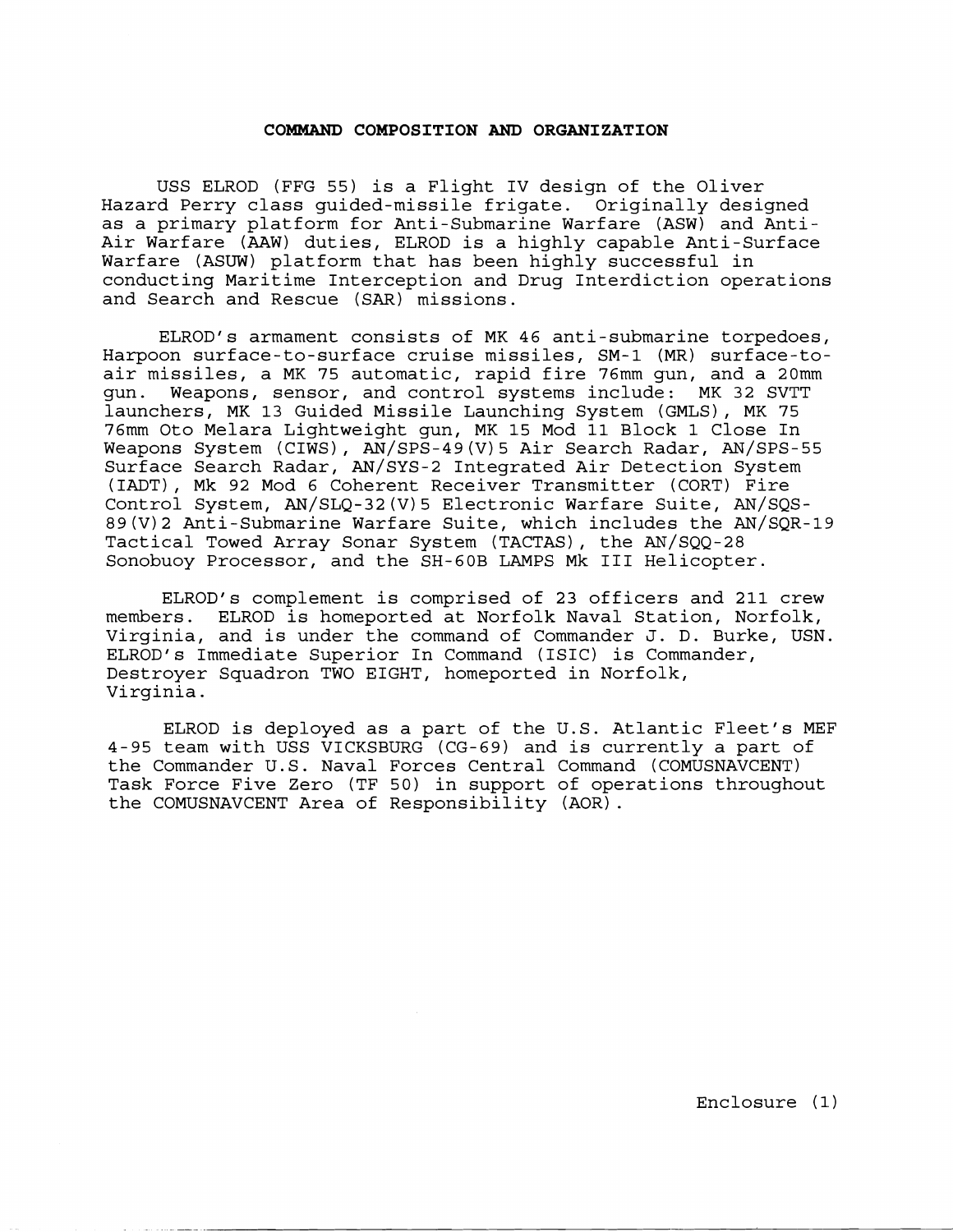## COMMAND COMPOSITION AND ORGANIZATION

USS ELROD (FFG 55) is a Flight IV design of the Oliver Hazard Perry class guided-missile frigate. Originally designed as a primary platform for Anti-Submarine Warfare (ASW) and Anti-Air Warfare (AAW) duties, ELROD is a highly capable Anti-Surface Warfare (ASUW) platform that has been highly successful in conducting Maritime Interception and Drug Interdiction operations and Search and Rescue (SAR) missions.

ELROD's armament consists of MK 46 anti-submarine torpedoes, Harpoon surface-to-surface cruise missiles, SM-1 (MR) surface-to-air missiles, a MK 75 automatic, rapid fire 76mm gun, and a 20mm gun. Weapons, sensor, and control systems include: MK 32 SVTT launchers, MK 13 Guided Missile Launching System (GMLS), MK 75 76mm Oto Melara Lightweight gun, MK 15 Mod 11 Block 1 Close In Weapons System (CIWS), AN/SPS-49(V)5 Air Search Radar, AN/SPS-55 Surface Search Radar, AN/SYS-2 Integrated Air Detection System (IADT), Mk 92 Mod 6 Coherent Receiver Transmitter (CORT) Fire Control System, AN/SLQ-32(V)5 Electronic Warfare Suite, AN/SQS-89(V)2 Anti-Submarine Warfare Suite, which includes the AN/SQR-19 Tactical Towed Array Sonar System (TACTAS), the AN/SQQ-28 Sonobuoy Processor, and the SH-60B LAMPS Mk III Helicopter.

ELROD's complement is comprised of 23 officers and 211 crew members. ELROD is homeported at Norfolk Naval Station, Norfolk, Virginia, and is under the command of Commander J. D. Burke, USN. ELROD's Immediate Superior In Command (ISIC) is Commander, Destroyer Squadron TWO EIGHT, homeported in Norfolk, Virginia.

ELROD is deployed as a part of the U.S. Atlantic Fleet's MEF 4-95 team with USS VICKSBURG (CG-69) and is currently a part of the Commander U.S. Naval Forces Central Command (COMUSNAVCENT) Task Force Five Zero (TF 50) in support of operations throughout the COMUSNAVCENT Area of Responsibility (AOR).

Enclosure (1)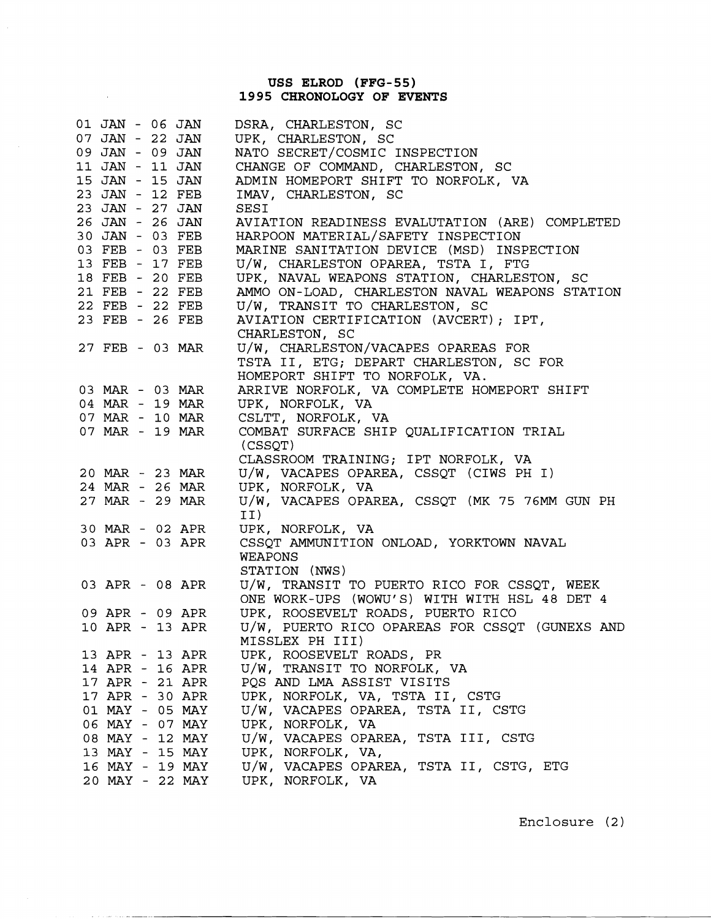## USS ELROD (FFG-55)
## 1995 CHRONOLOGY OF EVENTS

| | |
|---|---|
| 01 JAN - 06 JAN | DSRA, CHARLESTON, SC |
| 07 JAN - 22 JAN | UPK, CHARLESTON, SC |
| 09 JAN - 09 JAN | NATO SECRET/COSMIC INSPECTION |
| 11 JAN - 11 JAN | CHANGE OF COMMAND, CHARLESTON, SC |
| 15 JAN - 15 JAN | ADMIN HOMEPORT SHIFT TO NORFOLK, VA |
| 23 JAN - 12 FEB | IMAV, CHARLESTON, SC |
| 23 JAN - 27 JAN | SESI |
| 26 JAN - 26 JAN | AVIATION READINESS EVALUTATION (ARE) COMPLETED |
| 30 JAN - 03 FEB | HARPOON MATERIAL/SAFETY INSPECTION |
| 03 FEB - 03 FEB | MARINE SANITATION DEVICE (MSD) INSPECTION |
| 13 FEB - 17 FEB | U/W, CHARLESTON OPAREA, TSTA I, FTG |
| 18 FEB - 20 FEB | UPK, NAVAL WEAPONS STATION, CHARLESTON, SC |
| 21 FEB - 22 FEB | AMMO ON-LOAD, CHARLESTON NAVAL WEAPONS STATION |
| 22 FEB - 22 FEB | U/W, TRANSIT TO CHARLESTON, SC |
| 23 FEB - 26 FEB | AVIATION CERTIFICATION (AVCERT); IPT, CHARLESTON, SC |
| 27 FEB - 03 MAR | U/W, CHARLESTON/VACAPES OPAREAS FOR TSTA II, ETG; DEPART CHARLESTON, SC FOR HOMEPORT SHIFT TO NORFOLK, VA. |
| 03 MAR - 03 MAR | ARRIVE NORFOLK, VA COMPLETE HOMEPORT SHIFT |
| 04 MAR - 19 MAR | UPK, NORFOLK, VA |
| 07 MAR - 10 MAR | CSLTT, NORFOLK, VA |
| 07 MAR - 19 MAR | COMBAT SURFACE SHIP QUALIFICATION TRIAL (CSSQT) CLASSROOM TRAINING; IPT NORFOLK, VA |
| 20 MAR - 23 MAR | U/W, VACAPES OPAREA, CSSQT (CIWS PH I) |
| 24 MAR - 26 MAR | UPK, NORFOLK, VA |
| 27 MAR - 29 MAR | U/W, VACAPES OPAREA, CSSQT (MK 75 76MM GUN PH II) |
| 30 MAR - 02 APR | UPK, NORFOLK, VA |
| 03 APR - 03 APR | CSSQT AMMUNITION ONLOAD, YORKTOWN NAVAL WEAPONS STATION (NWS) |
| 03 APR - 08 APR | U/W, TRANSIT TO PUERTO RICO FOR CSSQT, WEEK ONE WORK-UPS (WOWU'S) WITH WITH HSL 48 DET 4 |
| 09 APR - 09 APR | UPK, ROOSEVELT ROADS, PUERTO RICO |
| 10 APR - 13 APR | U/W, PUERTO RICO OPAREAS FOR CSSQT (GUNEXS AND MISSLEX PH III) |
| 13 APR - 13 APR | UPK, ROOSEVELT ROADS, PR |
| 14 APR - 16 APR | U/W, TRANSIT TO NORFOLK, VA |
| 17 APR - 21 APR | PQS AND LMA ASSIST VISITS |
| 17 APR - 30 APR | UPK, NORFOLK, VA, TSTA II, CSTG |
| 01 MAY - 05 MAY | U/W, VACAPES OPAREA, TSTA II, CSTG |
| 06 MAY - 07 MAY | UPK, NORFOLK, VA |
| 08 MAY - 12 MAY | U/W, VACAPES OPAREA, TSTA III, CSTG |
| 13 MAY - 15 MAY | UPK, NORFOLK, VA, |
| 16 MAY - 19 MAY | U/W, VACAPES OPAREA, TSTA II, CSTG, ETG |
| 20 MAY - 22 MAY | UPK, NORFOLK, VA |

Enclosure (2)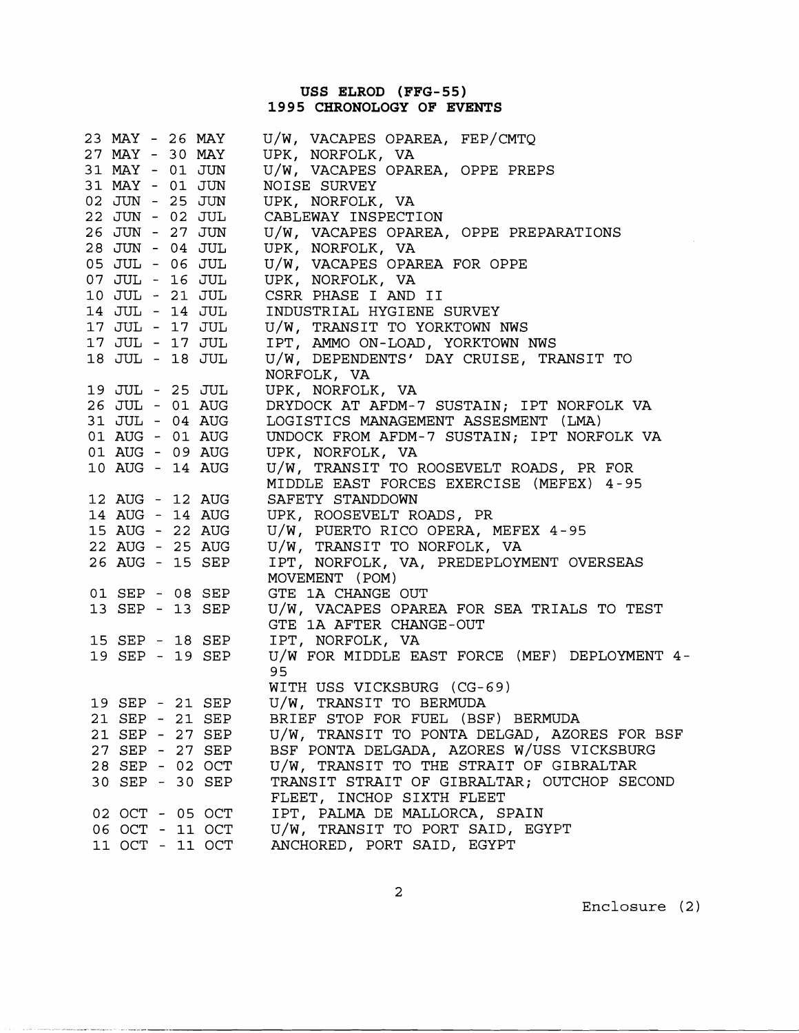**USS ELROD (FFG-55)**
**1995 CHRONOLOGY OF EVENTS**

| | |
|---|---|
| 23 MAY - 26 MAY | U/W, VACAPES OPAREA, FEP/CMTQ |
| 27 MAY - 30 MAY | UPK, NORFOLK, VA |
| 31 MAY - 01 JUN | U/W, VACAPES OPAREA, OPPE PREPS |
| 31 MAY - 01 JUN | NOISE SURVEY |
| 02 JUN - 25 JUN | UPK, NORFOLK, VA |
| 22 JUN - 02 JUL | CABLEWAY INSPECTION |
| 26 JUN - 27 JUN | U/W, VACAPES OPAREA, OPPE PREPARATIONS |
| 28 JUN - 04 JUL | UPK, NORFOLK, VA |
| 05 JUL - 06 JUL | U/W, VACAPES OPAREA FOR OPPE |
| 07 JUL - 16 JUL | UPK, NORFOLK, VA |
| 10 JUL - 21 JUL | CSRR PHASE I AND II |
| 14 JUL - 14 JUL | INDUSTRIAL HYGIENE SURVEY |
| 17 JUL - 17 JUL | U/W, TRANSIT TO YORKTOWN NWS |
| 17 JUL - 17 JUL | IPT, AMMO ON-LOAD, YORKTOWN NWS |
| 18 JUL - 18 JUL | U/W, DEPENDENTS' DAY CRUISE, TRANSIT TO NORFOLK, VA |
| 19 JUL - 25 JUL | UPK, NORFOLK, VA |
| 26 JUL - 01 AUG | DRYDOCK AT AFDM-7 SUSTAIN; IPT NORFOLK VA |
| 31 JUL - 04 AUG | LOGISTICS MANAGEMENT ASSESMENT (LMA) |
| 01 AUG - 01 AUG | UNDOCK FROM AFDM-7 SUSTAIN; IPT NORFOLK VA |
| 01 AUG - 09 AUG | UPK, NORFOLK, VA |
| 10 AUG - 14 AUG | U/W, TRANSIT TO ROOSEVELT ROADS, PR FOR MIDDLE EAST FORCES EXERCISE (MEFEX) 4-95 |
| 12 AUG - 12 AUG | SAFETY STANDDOWN |
| 14 AUG - 14 AUG | UPK, ROOSEVELT ROADS, PR |
| 15 AUG - 22 AUG | U/W, PUERTO RICO OPERA, MEFEX 4-95 |
| 22 AUG - 25 AUG | U/W, TRANSIT TO NORFOLK, VA |
| 26 AUG - 15 SEP | IPT, NORFOLK, VA, PREDEPLOYMENT OVERSEAS MOVEMENT (POM) |
| 01 SEP - 08 SEP | GTE 1A CHANGE OUT |
| 13 SEP - 13 SEP | U/W, VACAPES OPAREA FOR SEA TRIALS TO TEST GTE 1A AFTER CHANGE-OUT |
| 15 SEP - 18 SEP | IPT, NORFOLK, VA |
| 19 SEP - 19 SEP | U/W FOR MIDDLE EAST FORCE (MEF) DEPLOYMENT 4-95 WITH USS VICKSBURG (CG-69) |
| 19 SEP - 21 SEP | U/W, TRANSIT TO BERMUDA |
| 21 SEP - 21 SEP | BRIEF STOP FOR FUEL (BSF) BERMUDA |
| 21 SEP - 27 SEP | U/W, TRANSIT TO PONTA DELGAD, AZORES FOR BSF |
| 27 SEP - 27 SEP | BSF PONTA DELGADA, AZORES W/USS VICKSBURG |
| 28 SEP - 02 OCT | U/W, TRANSIT TO THE STRAIT OF GIBRALTAR |
| 30 SEP - 30 SEP | TRANSIT STRAIT OF GIBRALTAR; OUTCHOP SECOND FLEET, INCHOP SIXTH FLEET |
| 02 OCT - 05 OCT | IPT, PALMA DE MALLORCA, SPAIN |
| 06 OCT - 11 OCT | U/W, TRANSIT TO PORT SAID, EGYPT |
| 11 OCT - 11 OCT | ANCHORED, PORT SAID, EGYPT |

Enclosure (2)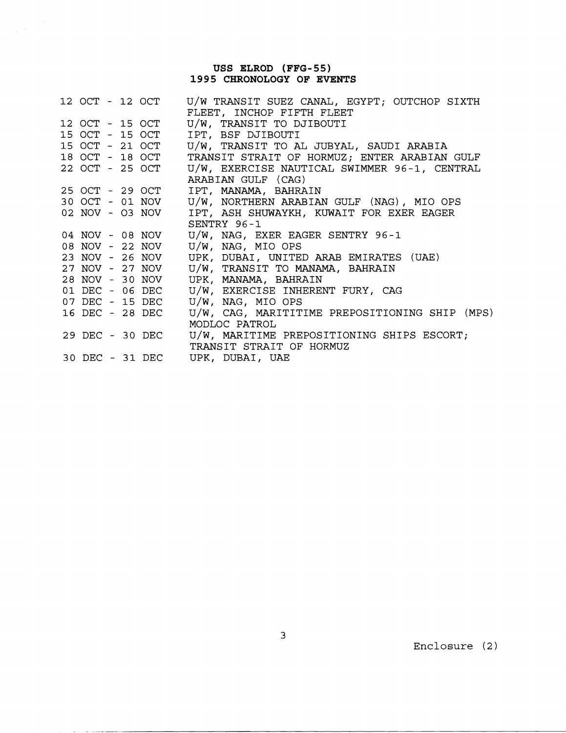**USS ELROD (FFG-55)**
**1995 CHRONOLOGY OF EVENTS**

| | |
|---|---|
| 12 OCT - 12 OCT | U/W TRANSIT SUEZ CANAL, EGYPT; OUTCHOP SIXTH FLEET, INCHOP FIFTH FLEET |
| 12 OCT - 15 OCT | U/W, TRANSIT TO DJIBOUTI |
| 15 OCT - 15 OCT | IPT, BSF DJIBOUTI |
| 15 OCT - 21 OCT | U/W, TRANSIT TO AL JUBYAL, SAUDI ARABIA |
| 18 OCT - 18 OCT | TRANSIT STRAIT OF HORMUZ; ENTER ARABIAN GULF |
| 22 OCT - 25 OCT | U/W, EXERCISE NAUTICAL SWIMMER 96-1, CENTRAL ARABIAN GULF (CAG) |
| 25 OCT - 29 OCT | IPT, MANAMA, BAHRAIN |
| 30 OCT - 01 NOV | U/W, NORTHERN ARABIAN GULF (NAG), MIO OPS |
| 02 NOV - 03 NOV | IPT, ASH SHUWAYKH, KUWAIT FOR EXER EAGER SENTRY 96-1 |
| 04 NOV - 08 NOV | U/W, NAG, EXER EAGER SENTRY 96-1 |
| 08 NOV - 22 NOV | U/W, NAG, MIO OPS |
| 23 NOV - 26 NOV | UPK, DUBAI, UNITED ARAB EMIRATES (UAE) |
| 27 NOV - 27 NOV | U/W, TRANSIT TO MANAMA, BAHRAIN |
| 28 NOV - 30 NOV | UPK, MANAMA, BAHRAIN |
| 01 DEC - 06 DEC | U/W, EXERCISE INHERENT FURY, CAG |
| 07 DEC - 15 DEC | U/W, NAG, MIO OPS |
| 16 DEC - 28 DEC | U/W, CAG, MARITITIME PREPOSITIONING SHIP (MPS) MODLOC PATROL |
| 29 DEC - 30 DEC | U/W, MARITIME PREPOSITIONING SHIPS ESCORT; TRANSIT STRAIT OF HORMUZ |
| 30 DEC - 31 DEC | UPK, DUBAI, UAE |

Enclosure (2)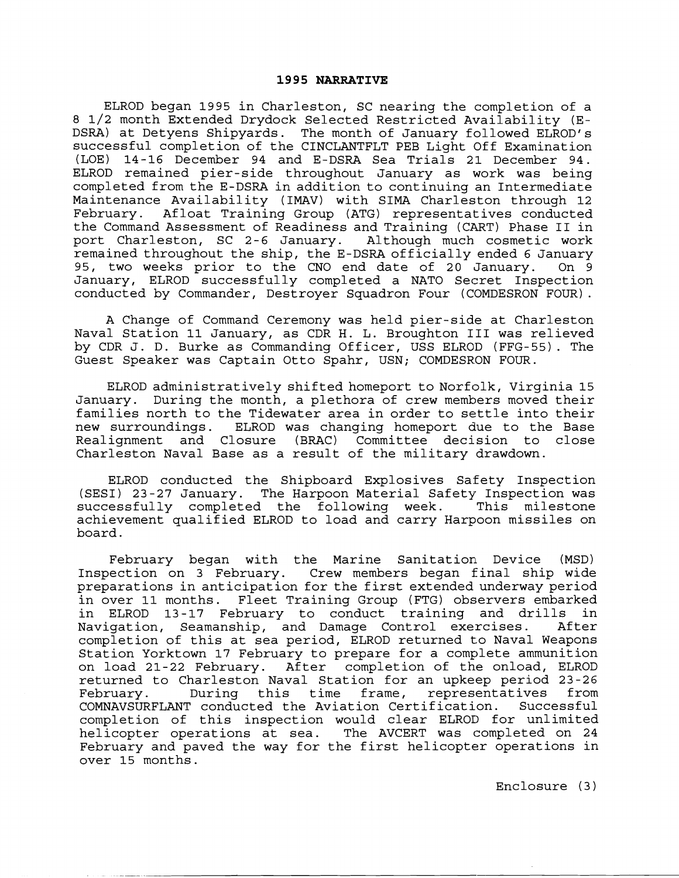## 1995 NARRATIVE

ELROD began 1995 in Charleston, SC nearing the completion of a 8 1/2 month Extended Drydock Selected Restricted Availability (E-DSRA) at Detyens Shipyards. The month of January followed ELROD's successful completion of the CINCLANTFLT PEB Light Off Examination (LOE) 14-16 December 94 and E-DSRA Sea Trials 21 December 94. ELROD remained pier-side throughout January as work was being completed from the E-DSRA in addition to continuing an Intermediate Maintenance Availability (IMAV) with SIMA Charleston through 12 February. Afloat Training Group (ATG) representatives conducted the Command Assessment of Readiness and Training (CART) Phase II in port Charleston, SC 2-6 January. Although much cosmetic work remained throughout the ship, the E-DSRA officially ended 6 January 95, two weeks prior to the CNO end date of 20 January. On 9 January, ELROD successfully completed a NATO Secret Inspection conducted by Commander, Destroyer Squadron Four (COMDESRON FOUR).

A Change of Command Ceremony was held pier-side at Charleston Naval Station 11 January, as CDR H. L. Broughton III was relieved by CDR J. D. Burke as Commanding Officer, USS ELROD (FFG-55). The Guest Speaker was Captain Otto Spahr, USN; COMDESRON FOUR.

ELROD administratively shifted homeport to Norfolk, Virginia 15 January. During the month, a plethora of crew members moved their families north to the Tidewater area in order to settle into their new surroundings. ELROD was changing homeport due to the Base Realignment and Closure (BRAC) Committee decision to close Charleston Naval Base as a result of the military drawdown.

ELROD conducted the Shipboard Explosives Safety Inspection (SESI) 23-27 January. The Harpoon Material Safety Inspection was successfully completed the following week. This milestone achievement qualified ELROD to load and carry Harpoon missiles on board.

February began with the Marine Sanitation Device (MSD) Inspection on 3 February. Crew members began final ship wide preparations in anticipation for the first extended underway period in over 11 months. Fleet Training Group (FTG) observers embarked in ELROD 13-17 February to conduct training and drills in Navigation, Seamanship, and Damage Control exercises. After completion of this at sea period, ELROD returned to Naval Weapons Station Yorktown 17 February to prepare for a complete ammunition on load 21-22 February. After completion of the onload, ELROD returned to Charleston Naval Station for an upkeep period 23-26 February. During this time frame, representatives from COMNAVSURFLANT conducted the Aviation Certification. Successful completion of this inspection would clear ELROD for unlimited helicopter operations at sea. The AVCERT was completed on 24 February and paved the way for the first helicopter operations in over 15 months.

Enclosure (3)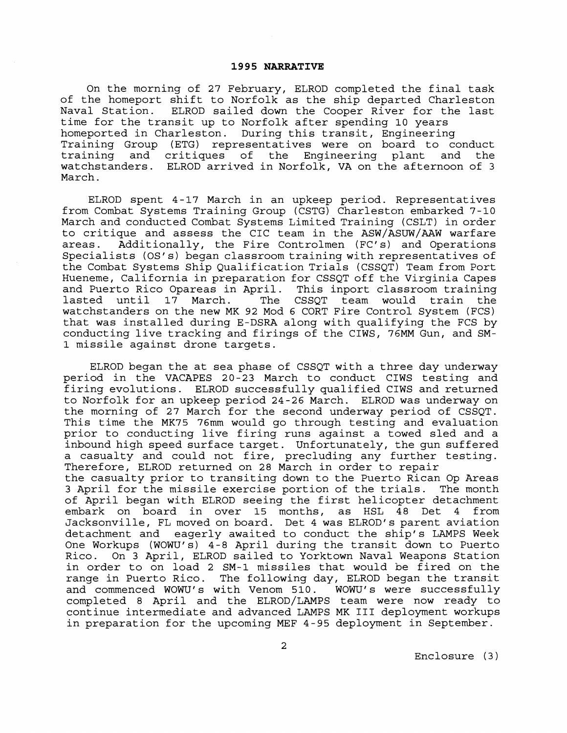## 1995 NARRATIVE

On the morning of 27 February, ELROD completed the final task of the homeport shift to Norfolk as the ship departed Charleston Naval Station. ELROD sailed down the Cooper River for the last time for the transit up to Norfolk after spending 10 years homeported in Charleston. During this transit, Engineering Training Group (ETG) representatives were on board to conduct training and critiques of the Engineering plant and the watchstanders. ELROD arrived in Norfolk, VA on the afternoon of 3 March.

ELROD spent 4-17 March in an upkeep period. Representatives from Combat Systems Training Group (CSTG) Charleston embarked 7-10 March and conducted Combat Systems Limited Training (CSLT) in order to critique and assess the CIC team in the ASW/ASUW/AAW warfare areas. Additionally, the Fire Controlmen (FC's) and Operations Specialists (OS's) began classroom training with representatives of the Combat Systems Ship Qualification Trials (CSSQT) Team from Port Hueneme, California in preparation for CSSQT off the Virginia Capes and Puerto Rico Opareas in April. This inport classroom training lasted until 17 March. The CSSQT team would train the watchstanders on the new MK 92 Mod 6 CORT Fire Control System (FCS) that was installed during E-DSRA along with qualifying the FCS by conducting live tracking and firings of the CIWS, 76MM Gun, and SM-1 missile against drone targets.

ELROD began the at sea phase of CSSQT with a three day underway period in the VACAPES 20-23 March to conduct CIWS testing and firing evolutions. ELROD successfully qualified CIWS and returned to Norfolk for an upkeep period 24-26 March. ELROD was underway on the morning of 27 March for the second underway period of CSSQT. This time the MK75 76mm would go through testing and evaluation prior to conducting live firing runs against a towed sled and a inbound high speed surface target. Unfortunately, the gun suffered a casualty and could not fire, precluding any further testing. Therefore, ELROD returned on 28 March in order to repair the casualty prior to transiting down to the Puerto Rican Op Areas 3 April for the missile exercise portion of the trials. The month of April began with ELROD seeing the first helicopter detachment embark on board in over 15 months, as HSL 48 Det 4 from Jacksonville, FL moved on board. Det 4 was ELROD's parent aviation detachment and eagerly awaited to conduct the ship's LAMPS Week One Workups (WOWU's) 4-8 April during the transit down to Puerto Rico. On 3 April, ELROD sailed to Yorktown Naval Weapons Station in order to on load 2 SM-1 missiles that would be fired on the range in Puerto Rico. The following day, ELROD began the transit and commenced WOWU's with Venom 510. WOWU's were successfully completed 8 April and the ELROD/LAMPS team were now ready to continue intermediate and advanced LAMPS MK III deployment workups in preparation for the upcoming MEF 4-95 deployment in September.

Enclosure (3)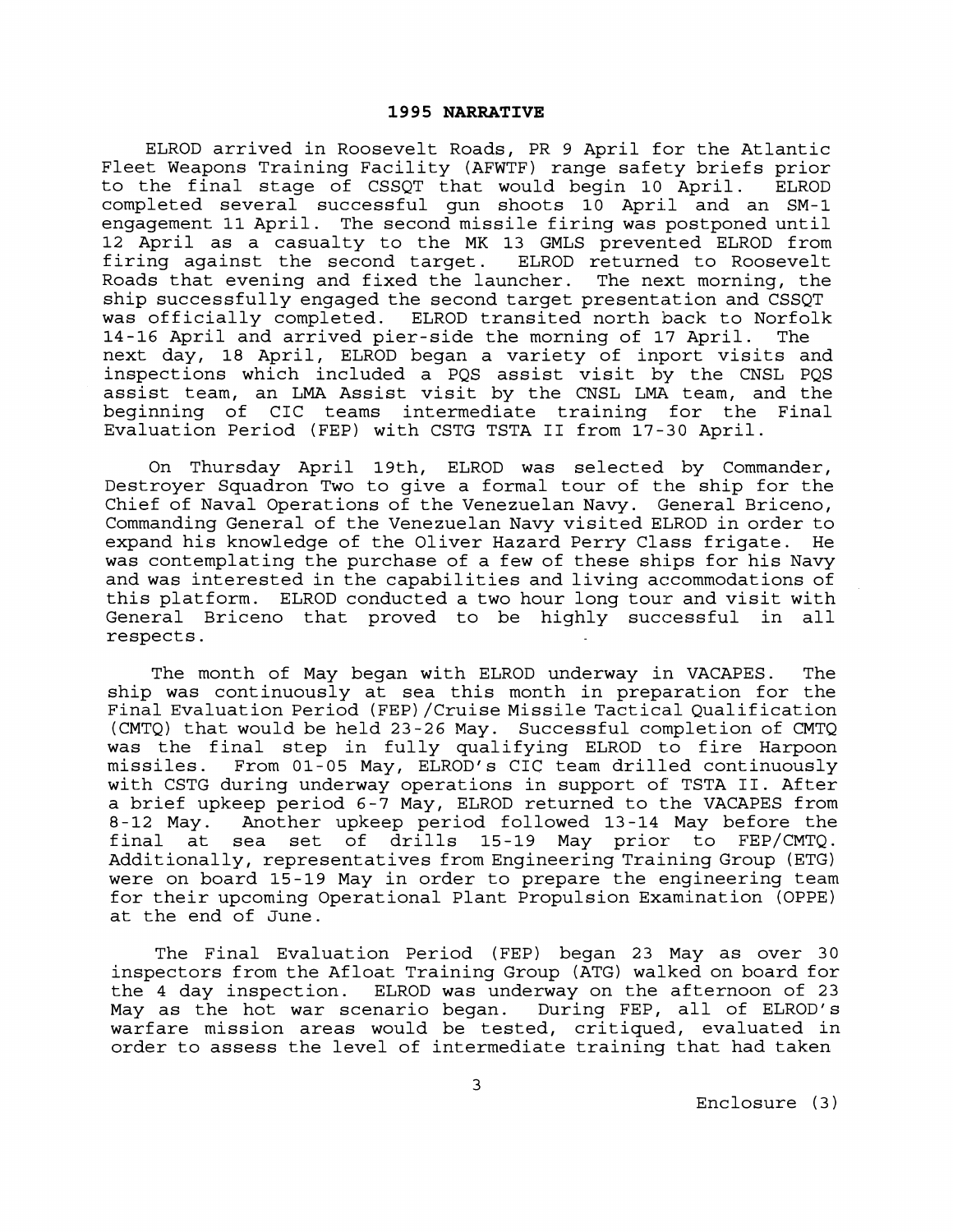## 1995 NARRATIVE

ELROD arrived in Roosevelt Roads, PR 9 April for the Atlantic Fleet Weapons Training Facility (AFWTF) range safety briefs prior to the final stage of CSSQT that would begin 10 April. ELROD completed several successful gun shoots 10 April and an SM-1 engagement 11 April. The second missile firing was postponed until 12 April as a casualty to the MK 13 GMLS prevented ELROD from firing against the second target. ELROD returned to Roosevelt Roads that evening and fixed the launcher. The next morning, the ship successfully engaged the second target presentation and CSSQT was officially completed. ELROD transited north back to Norfolk 14-16 April and arrived pier-side the morning of 17 April. The next day, 18 April, ELROD began a variety of inport visits and inspections which included a PQS assist visit by the CNSL PQS assist team, an LMA Assist visit by the CNSL LMA team, and the beginning of CIC teams intermediate training for the Final Evaluation Period (FEP) with CSTG TSTA II from 17-30 April.

On Thursday April 19th, ELROD was selected by Commander, Destroyer Squadron Two to give a formal tour of the ship for the Chief of Naval Operations of the Venezuelan Navy. General Briceno, Commanding General of the Venezuelan Navy visited ELROD in order to expand his knowledge of the Oliver Hazard Perry Class frigate. He was contemplating the purchase of a few of these ships for his Navy and was interested in the capabilities and living accommodations of this platform. ELROD conducted a two hour long tour and visit with General Briceno that proved to be highly successful in all respects.

The month of May began with ELROD underway in VACAPES. The ship was continuously at sea this month in preparation for the Final Evaluation Period (FEP)/Cruise Missile Tactical Qualification (CMTQ) that would be held 23-26 May. Successful completion of CMTQ was the final step in fully qualifying ELROD to fire Harpoon missiles. From 01-05 May, ELROD's CIC team drilled continuously with CSTG during underway operations in support of TSTA II. After a brief upkeep period 6-7 May, ELROD returned to the VACAPES from 8-12 May. Another upkeep period followed 13-14 May before the final at sea set of drills 15-19 May prior to FEP/CMTQ. Additionally, representatives from Engineering Training Group (ETG) were on board 15-19 May in order to prepare the engineering team for their upcoming Operational Plant Propulsion Examination (OPPE) at the end of June.

The Final Evaluation Period (FEP) began 23 May as over 30 inspectors from the Afloat Training Group (ATG) walked on board for the 4 day inspection. ELROD was underway on the afternoon of 23 May as the hot war scenario began. During FEP, all of ELROD's warfare mission areas would be tested, critiqued, evaluated in order to assess the level of intermediate training that had taken

Enclosure (3)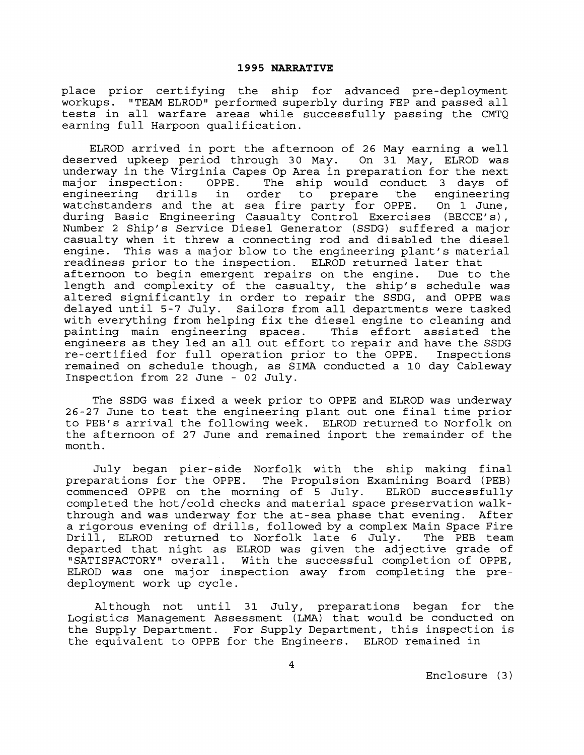**1995 NARRATIVE**

place prior certifying the ship for advanced pre-deployment workups. "TEAM ELROD" performed superbly during FEP and passed all tests in all warfare areas while successfully passing the CMTQ earning full Harpoon qualification.

ELROD arrived in port the afternoon of 26 May earning a well deserved upkeep period through 30 May. On 31 May, ELROD was underway in the Virginia Capes Op Area in preparation for the next major inspection: OPPE. The ship would conduct 3 days of engineering drills in order to prepare the engineering watchstanders and the at sea fire party for OPPE. On 1 June, during Basic Engineering Casualty Control Exercises (BECCE's), Number 2 Ship's Service Diesel Generator (SSDG) suffered a major casualty when it threw a connecting rod and disabled the diesel engine. This was a major blow to the engineering plant's material readiness prior to the inspection. ELROD returned later that afternoon to begin emergent repairs on the engine. Due to the length and complexity of the casualty, the ship's schedule was altered significantly in order to repair the SSDG, and OPPE was delayed until 5-7 July. Sailors from all departments were tasked with everything from helping fix the diesel engine to cleaning and painting main engineering spaces. This effort assisted the engineers as they led an all out effort to repair and have the SSDG re-certified for full operation prior to the OPPE. Inspections remained on schedule though, as SIMA conducted a 10 day Cableway Inspection from 22 June - 02 July.

The SSDG was fixed a week prior to OPPE and ELROD was underway 26-27 June to test the engineering plant out one final time prior to PEB's arrival the following week. ELROD returned to Norfolk on the afternoon of 27 June and remained inport the remainder of the month.

July began pier-side Norfolk with the ship making final preparations for the OPPE. The Propulsion Examining Board (PEB) commenced OPPE on the morning of 5 July. ELROD successfully completed the hot/cold checks and material space preservation walk-through and was underway for the at-sea phase that evening. After a rigorous evening of drills, followed by a complex Main Space Fire Drill, ELROD returned to Norfolk late 6 July. The PEB team departed that night as ELROD was given the adjective grade of "SATISFACTORY" overall. With the successful completion of OPPE, ELROD was one major inspection away from completing the pre-deployment work up cycle.

Although not until 31 July, preparations began for the Logistics Management Assessment (LMA) that would be conducted on the Supply Department. For Supply Department, this inspection is the equivalent to OPPE for the Engineers. ELROD remained in

Enclosure (3)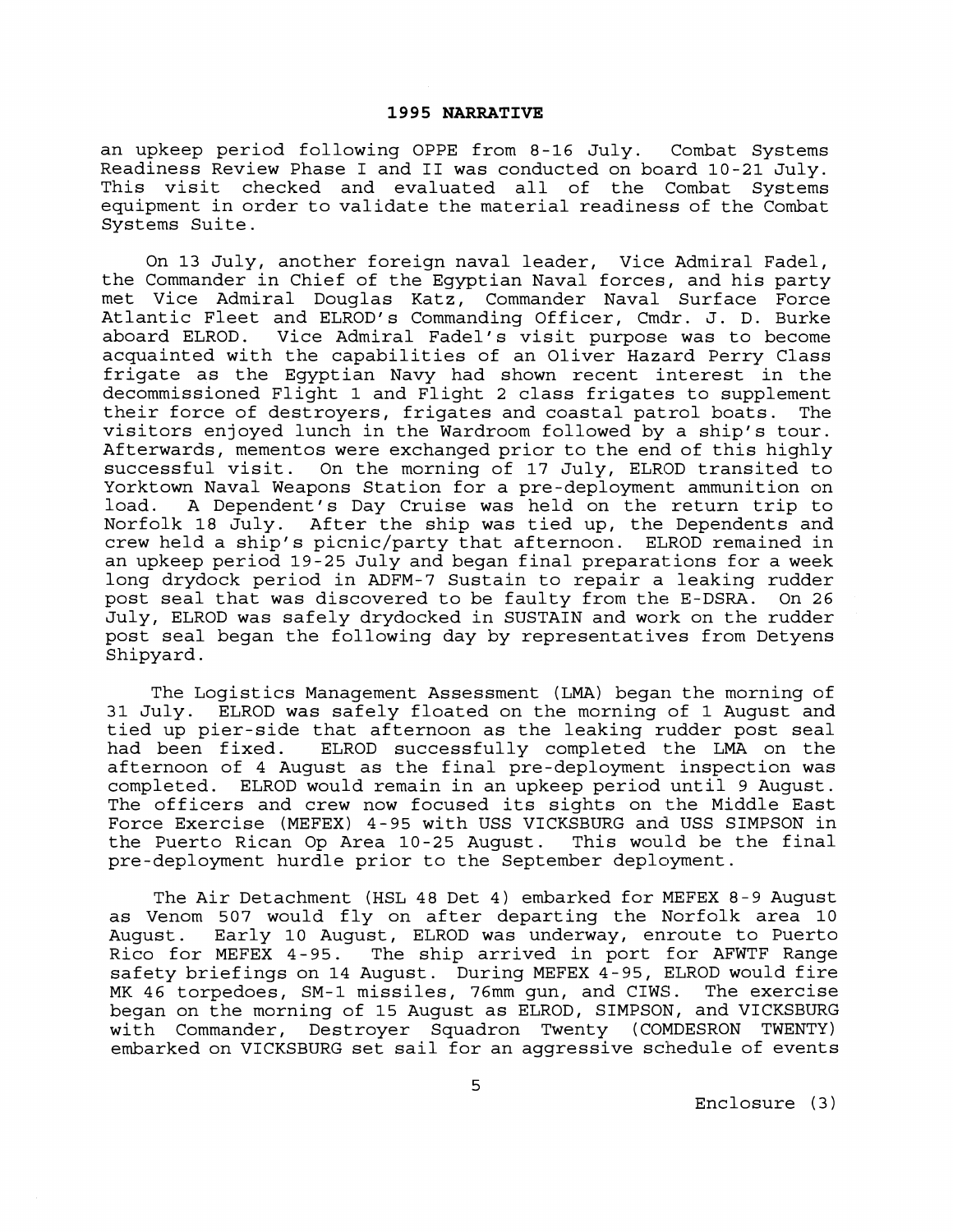## 1995 NARRATIVE

an upkeep period following OPPE from 8-16 July. Combat Systems Readiness Review Phase I and II was conducted on board 10-21 July. This visit checked and evaluated all of the Combat Systems equipment in order to validate the material readiness of the Combat Systems Suite.

On 13 July, another foreign naval leader, Vice Admiral Fadel, the Commander in Chief of the Egyptian Naval forces, and his party met Vice Admiral Douglas Katz, Commander Naval Surface Force Atlantic Fleet and ELROD's Commanding Officer, Cmdr. J. D. Burke aboard ELROD. Vice Admiral Fadel's visit purpose was to become acquainted with the capabilities of an Oliver Hazard Perry Class frigate as the Egyptian Navy had shown recent interest in the decommissioned Flight 1 and Flight 2 class frigates to supplement their force of destroyers, frigates and coastal patrol boats. The visitors enjoyed lunch in the Wardroom followed by a ship's tour. Afterwards, mementos were exchanged prior to the end of this highly successful visit. On the morning of 17 July, ELROD transited to Yorktown Naval Weapons Station for a pre-deployment ammunition on load. A Dependent's Day Cruise was held on the return trip to Norfolk 18 July. After the ship was tied up, the Dependents and crew held a ship's picnic/party that afternoon. ELROD remained in an upkeep period 19-25 July and began final preparations for a week long drydock period in ADFM-7 Sustain to repair a leaking rudder post seal that was discovered to be faulty from the E-DSRA. On 26 July, ELROD was safely drydocked in SUSTAIN and work on the rudder post seal began the following day by representatives from Detyens Shipyard.

The Logistics Management Assessment (LMA) began the morning of 31 July. ELROD was safely floated on the morning of 1 August and tied up pier-side that afternoon as the leaking rudder post seal had been fixed. ELROD successfully completed the LMA on the afternoon of 4 August as the final pre-deployment inspection was completed. ELROD would remain in an upkeep period until 9 August. The officers and crew now focused its sights on the Middle East Force Exercise (MEFEX) 4-95 with USS VICKSBURG and USS SIMPSON in the Puerto Rican Op Area 10-25 August. This would be the final pre-deployment hurdle prior to the September deployment.

The Air Detachment (HSL 48 Det 4) embarked for MEFEX 8-9 August as Venom 507 would fly on after departing the Norfolk area 10 August. Early 10 August, ELROD was underway, enroute to Puerto Rico for MEFEX 4-95. The ship arrived in port for AFWTF Range safety briefings on 14 August. During MEFEX 4-95, ELROD would fire MK 46 torpedoes, SM-1 missiles, 76mm gun, and CIWS. The exercise began on the morning of 15 August as ELROD, SIMPSON, and VICKSBURG with Commander, Destroyer Squadron Twenty (COMDESRON TWENTY) embarked on VICKSBURG set sail for an aggressive schedule of events

Enclosure (3)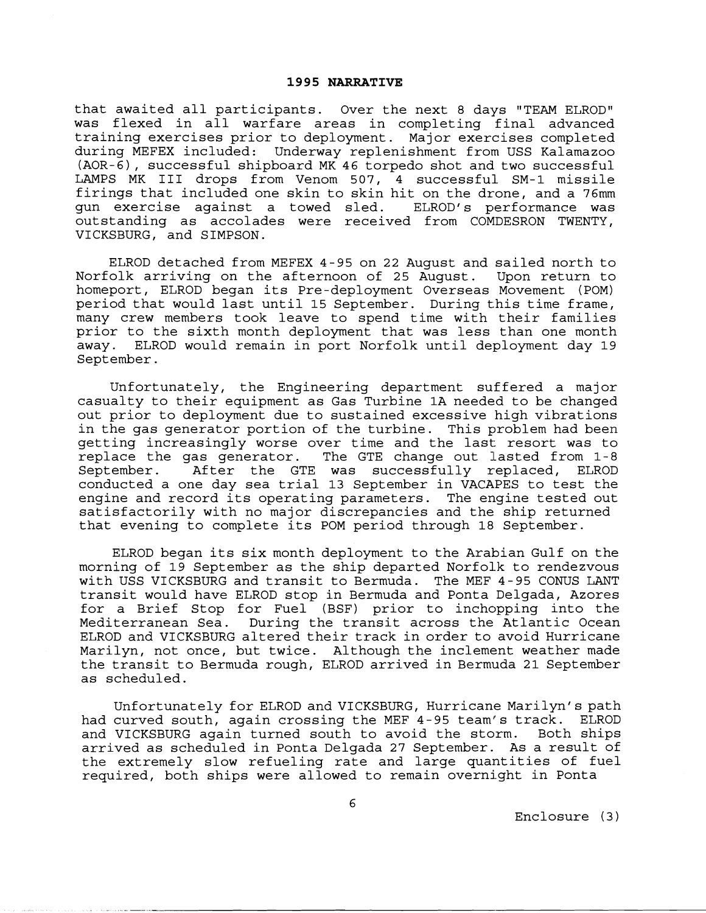that awaited all participants. Over the next 8 days "TEAM ELROD" was flexed in all warfare areas in completing final advanced training exercises prior to deployment. Major exercises completed during MEFEX included: Underway replenishment from USS Kalamazoo (AOR-6), successful shipboard MK 46 torpedo shot and two successful LAMPS MK III drops from Venom 507, 4 successful SM-1 missile firings that included one skin to skin hit on the drone, and a 76mm gun exercise against a towed sled. ELROD's performance was outstanding as accolades were received from COMDESRON TWENTY, VICKSBURG, and SIMPSON.

ELROD detached from MEFEX 4-95 on 22 August and sailed north to Norfolk arriving on the afternoon of 25 August. Upon return to homeport, ELROD began its Pre-deployment Overseas Movement (POM) period that would last until 15 September. During this time frame, many crew members took leave to spend time with their families prior to the sixth month deployment that was less than one month away. ELROD would remain in port Norfolk until deployment day 19 September.

Unfortunately, the Engineering department suffered a major casualty to their equipment as Gas Turbine 1A needed to be changed out prior to deployment due to sustained excessive high vibrations in the gas generator portion of the turbine. This problem had been getting increasingly worse over time and the last resort was to replace the gas generator. The GTE change out lasted from 1-8 September. After the GTE was successfully replaced, ELROD conducted a one day sea trial 13 September in VACAPES to test the engine and record its operating parameters. The engine tested out satisfactorily with no major discrepancies and the ship returned that evening to complete its POM period through 18 September.

ELROD began its six month deployment to the Arabian Gulf on the morning of 19 September as the ship departed Norfolk to rendezvous with USS VICKSBURG and transit to Bermuda. The MEF 4-95 CONUS LANT transit would have ELROD stop in Bermuda and Ponta Delgada, Azores for a Brief Stop for Fuel (BSF) prior to inchopping into the Mediterranean Sea. During the transit across the Atlantic Ocean ELROD and VICKSBURG altered their track in order to avoid Hurricane Marilyn, not once, but twice. Although the inclement weather made the transit to Bermuda rough, ELROD arrived in Bermuda 21 September as scheduled.

Unfortunately for ELROD and VICKSBURG, Hurricane Marilyn's path had curved south, again crossing the MEF 4-95 team's track. ELROD and VICKSBURG again turned south to avoid the storm. Both ships arrived as scheduled in Ponta Delgada 27 September. As a result of the extremely slow refueling rate and large quantities of fuel required, both ships were allowed to remain overnight in Ponta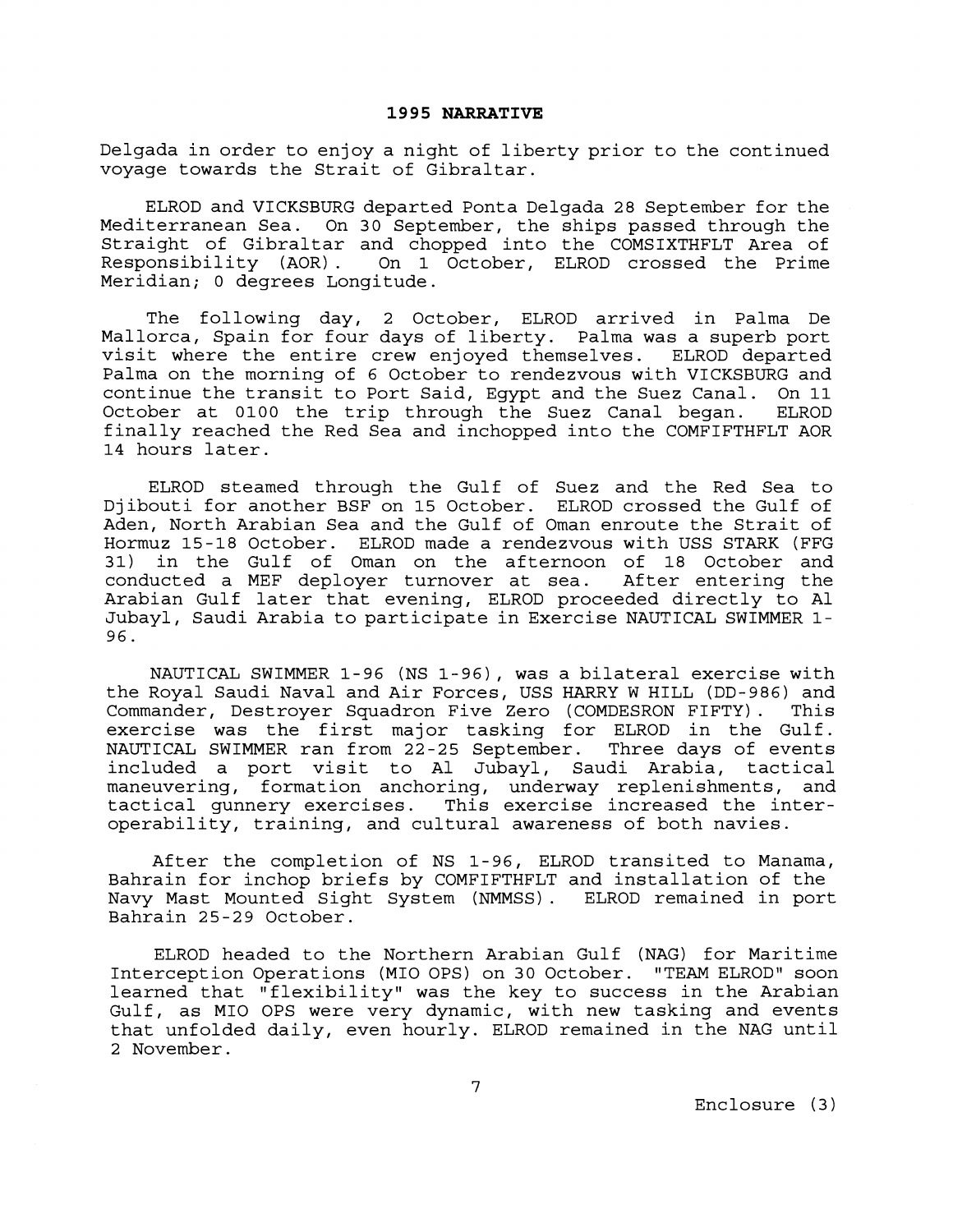# 1995 NARRATIVE

Delgada in order to enjoy a night of liberty prior to the continued voyage towards the Strait of Gibraltar.

ELROD and VICKSBURG departed Ponta Delgada 28 September for the Mediterranean Sea. On 30 September, the ships passed through the Straight of Gibraltar and chopped into the COMSIXTHFLT Area of Responsibility (AOR). On 1 October, ELROD crossed the Prime Meridian; 0 degrees Longitude.

The following day, 2 October, ELROD arrived in Palma De Mallorca, Spain for four days of liberty. Palma was a superb port visit where the entire crew enjoyed themselves. ELROD departed Palma on the morning of 6 October to rendezvous with VICKSBURG and continue the transit to Port Said, Egypt and the Suez Canal. On 11 October at 0100 the trip through the Suez Canal began. ELROD finally reached the Red Sea and inchopped into the COMFIFTHFLT AOR 14 hours later.

ELROD steamed through the Gulf of Suez and the Red Sea to Djibouti for another BSF on 15 October. ELROD crossed the Gulf of Aden, North Arabian Sea and the Gulf of Oman enroute the Strait of Hormuz 15-18 October. ELROD made a rendezvous with USS STARK (FFG 31) in the Gulf of Oman on the afternoon of 18 October and conducted a MEF deployer turnover at sea. After entering the Arabian Gulf later that evening, ELROD proceeded directly to Al Jubayl, Saudi Arabia to participate in Exercise NAUTICAL SWIMMER 1-96.

NAUTICAL SWIMMER 1-96 (NS 1-96), was a bilateral exercise with the Royal Saudi Naval and Air Forces, USS HARRY W HILL (DD-986) and Commander, Destroyer Squadron Five Zero (COMDESRON FIFTY). This exercise was the first major tasking for ELROD in the Gulf. NAUTICAL SWIMMER ran from 22-25 September. Three days of events included a port visit to Al Jubayl, Saudi Arabia, tactical maneuvering, formation anchoring, underway replenishments, and tactical gunnery exercises. This exercise increased the inter-operability, training, and cultural awareness of both navies.

After the completion of NS 1-96, ELROD transited to Manama, Bahrain for inchop briefs by COMFIFTHFLT and installation of the Navy Mast Mounted Sight System (NMMSS). ELROD remained in port Bahrain 25-29 October.

ELROD headed to the Northern Arabian Gulf (NAG) for Maritime Interception Operations (MIO OPS) on 30 October. "TEAM ELROD" soon learned that "flexibility" was the key to success in the Arabian Gulf, as MIO OPS were very dynamic, with new tasking and events that unfolded daily, even hourly. ELROD remained in the NAG until 2 November.

Enclosure (3)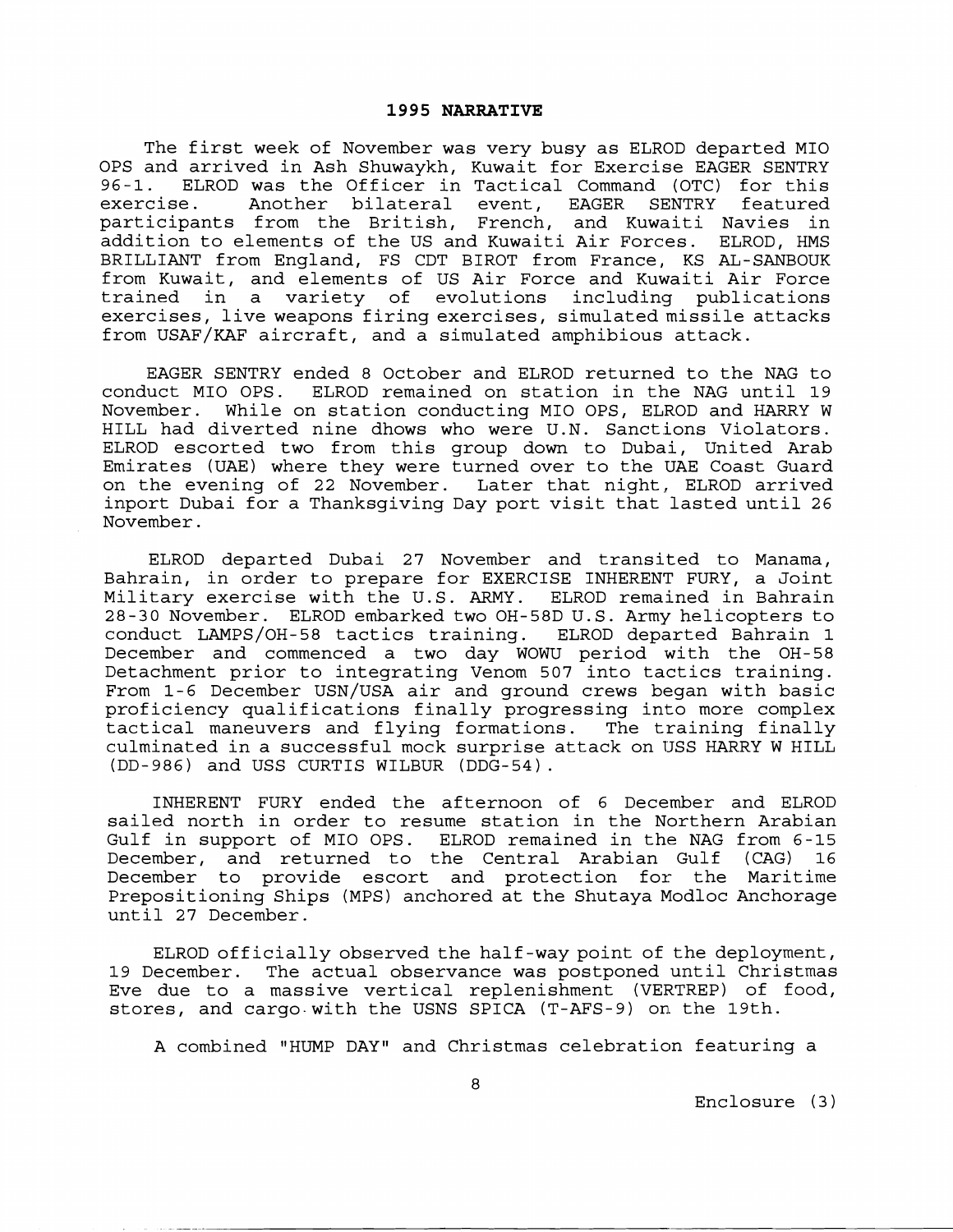## 1995 NARRATIVE

The first week of November was very busy as ELROD departed MIO OPS and arrived in Ash Shuwaykh, Kuwait for Exercise EAGER SENTRY 96-1. ELROD was the Officer in Tactical Command (OTC) for this exercise. Another bilateral event, EAGER SENTRY featured participants from the British, French, and Kuwaiti Navies in addition to elements of the US and Kuwaiti Air Forces. ELROD, HMS BRILLIANT from England, FS CDT BIROT from France, KS AL-SANBOUK from Kuwait, and elements of US Air Force and Kuwaiti Air Force trained in a variety of evolutions including publications exercises, live weapons firing exercises, simulated missile attacks from USAF/KAF aircraft, and a simulated amphibious attack.

EAGER SENTRY ended 8 October and ELROD returned to the NAG to conduct MIO OPS. ELROD remained on station in the NAG until 19 November. While on station conducting MIO OPS, ELROD and HARRY W HILL had diverted nine dhows who were U.N. Sanctions Violators. ELROD escorted two from this group down to Dubai, United Arab Emirates (UAE) where they were turned over to the UAE Coast Guard on the evening of 22 November. Later that night, ELROD arrived inport Dubai for a Thanksgiving Day port visit that lasted until 26 November.

ELROD departed Dubai 27 November and transited to Manama, Bahrain, in order to prepare for EXERCISE INHERENT FURY, a Joint Military exercise with the U.S. ARMY. ELROD remained in Bahrain 28-30 November. ELROD embarked two OH-58D U.S. Army helicopters to conduct LAMPS/OH-58 tactics training. ELROD departed Bahrain 1 December and commenced a two day WOWU period with the OH-58 Detachment prior to integrating Venom 507 into tactics training. From 1-6 December USN/USA air and ground crews began with basic proficiency qualifications finally progressing into more complex tactical maneuvers and flying formations. The training finally culminated in a successful mock surprise attack on USS HARRY W HILL (DD-986) and USS CURTIS WILBUR (DDG-54).

INHERENT FURY ended the afternoon of 6 December and ELROD sailed north in order to resume station in the Northern Arabian Gulf in support of MIO OPS. ELROD remained in the NAG from 6-15 December, and returned to the Central Arabian Gulf (CAG) 16 December to provide escort and protection for the Maritime Prepositioning Ships (MPS) anchored at the Shutaya Modloc Anchorage until 27 December.

ELROD officially observed the half-way point of the deployment, 19 December. The actual observance was postponed until Christmas Eve due to a massive vertical replenishment (VERTREP) of food, stores, and cargo with the USNS SPICA (T-AFS-9) on the 19th.

A combined "HUMP DAY" and Christmas celebration featuring a

Enclosure (3)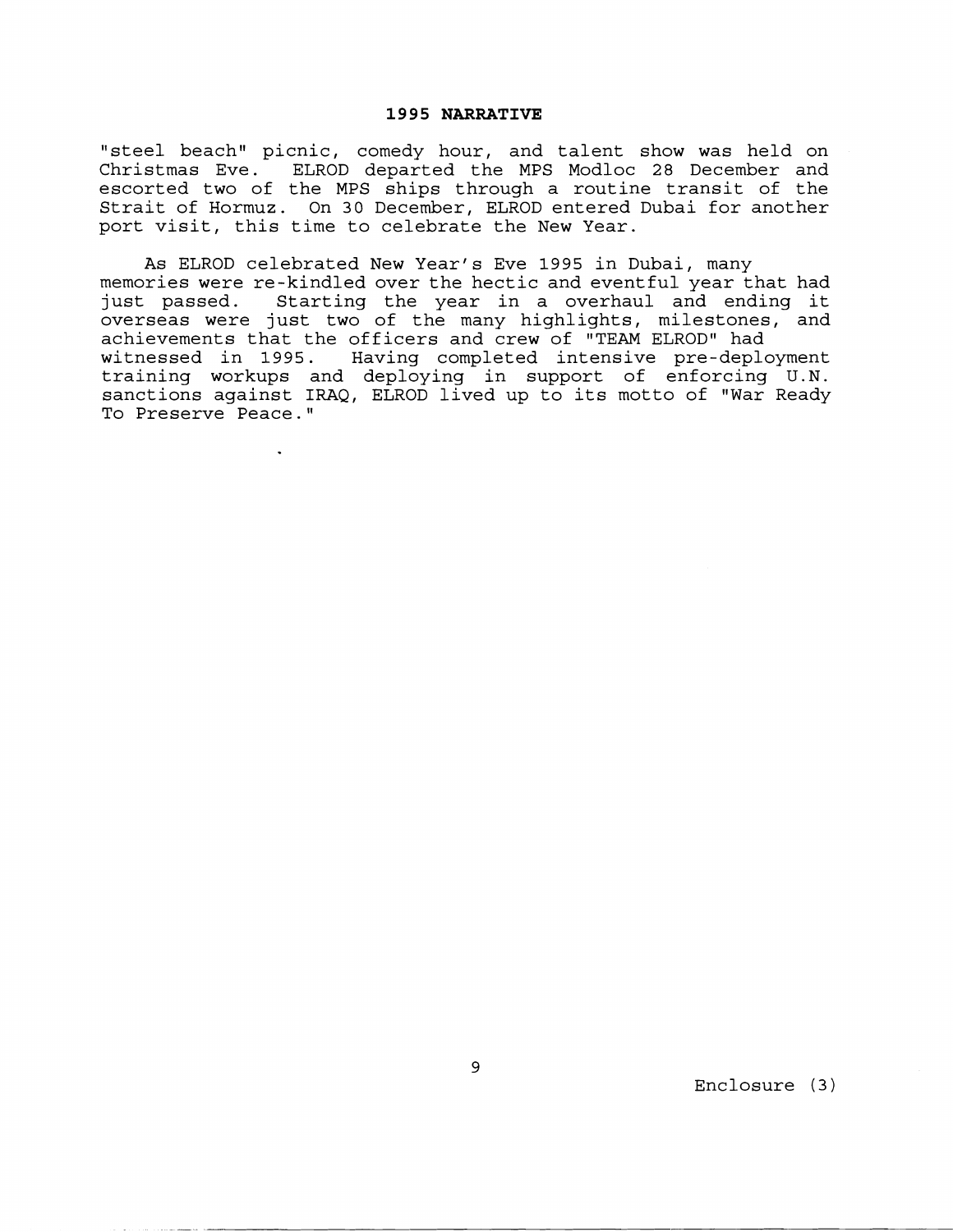## 1995 NARRATIVE

"steel beach" picnic, comedy hour, and talent show was held on Christmas Eve. ELROD departed the MPS Modloc 28 December and escorted two of the MPS ships through a routine transit of the Strait of Hormuz. On 30 December, ELROD entered Dubai for another port visit, this time to celebrate the New Year.

As ELROD celebrated New Year's Eve 1995 in Dubai, many memories were re-kindled over the hectic and eventful year that had just passed. Starting the year in a overhaul and ending it overseas were just two of the many highlights, milestones, and achievements that the officers and crew of "TEAM ELROD" had witnessed in 1995. Having completed intensive pre-deployment training workups and deploying in support of enforcing U.N. sanctions against IRAQ, ELROD lived up to its motto of "War Ready To Preserve Peace."

Enclosure (3)